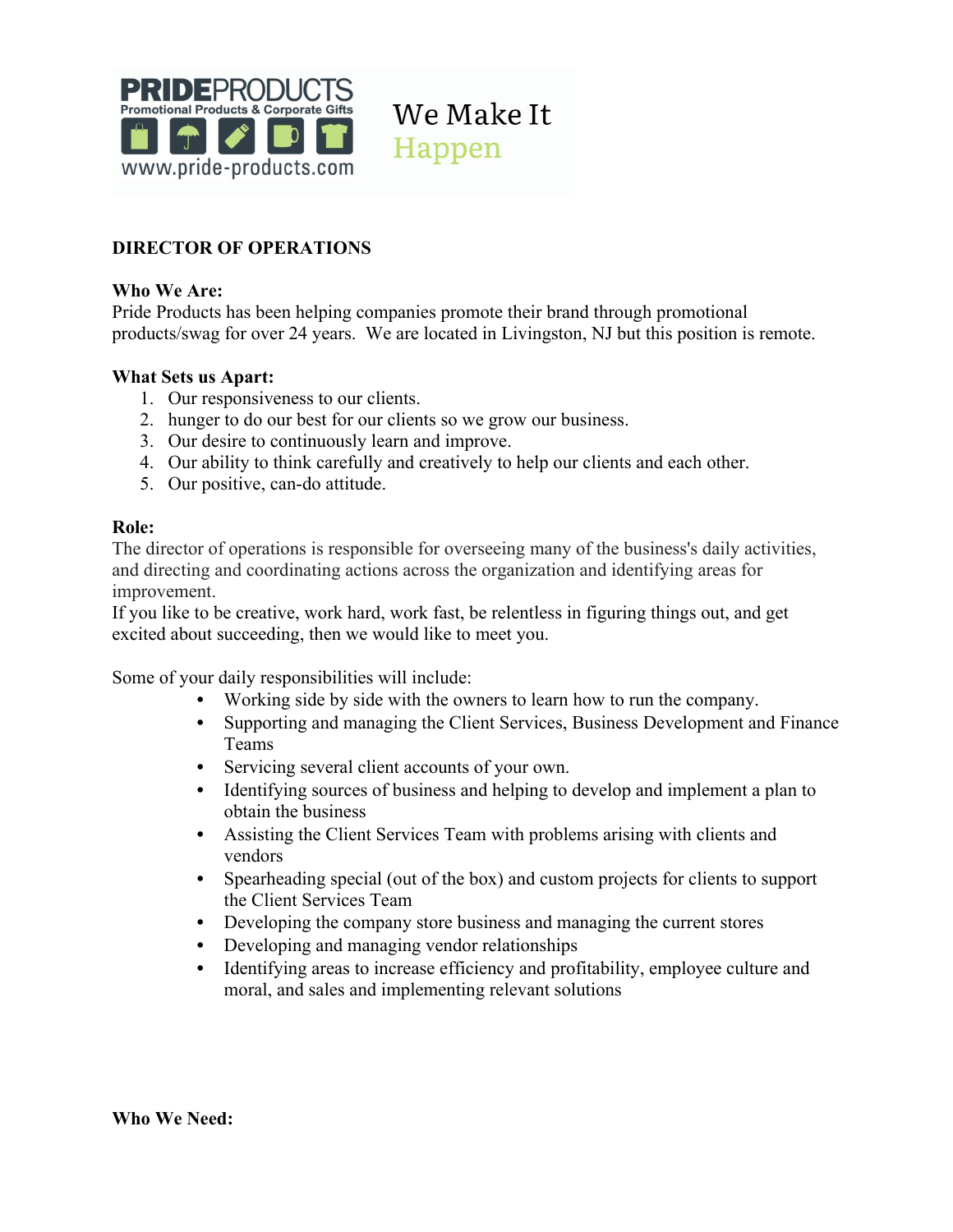PRIDEPRODUCTS
Promotional Products & Corporate Gifts
www.pride-products.com

We Make It
Happen

**DIRECTOR OF OPERATIONS**

**Who We Are:**
Pride Products has been helping companies promote their brand through promotional products/swag for over 24 years. We are located in Livingston, NJ but this position is remote.

**What Sets us Apart:**

1. Our responsiveness to our clients.
2. hunger to do our best for our clients so we grow our business.
3. Our desire to continuously learn and improve.
4. Our ability to think carefully and creatively to help our clients and each other.
5. Our positive, can-do attitude.

**Role:**
The director of operations is responsible for overseeing many of the business's daily activities, and directing and coordinating actions across the organization and identifying areas for improvement.
If you like to be creative, work hard, work fast, be relentless in figuring things out, and get excited about succeeding, then we would like to meet you.

Some of your daily responsibilities will include:

- Working side by side with the owners to learn how to run the company.
- Supporting and managing the Client Services, Business Development and Finance Teams
- Servicing several client accounts of your own.
- Identifying sources of business and helping to develop and implement a plan to obtain the business
- Assisting the Client Services Team with problems arising with clients and vendors
- Spearheading special (out of the box) and custom projects for clients to support the Client Services Team
- Developing the company store business and managing the current stores
- Developing and managing vendor relationships
- Identifying areas to increase efficiency and profitability, employee culture and moral, and sales and implementing relevant solutions

**Who We Need:**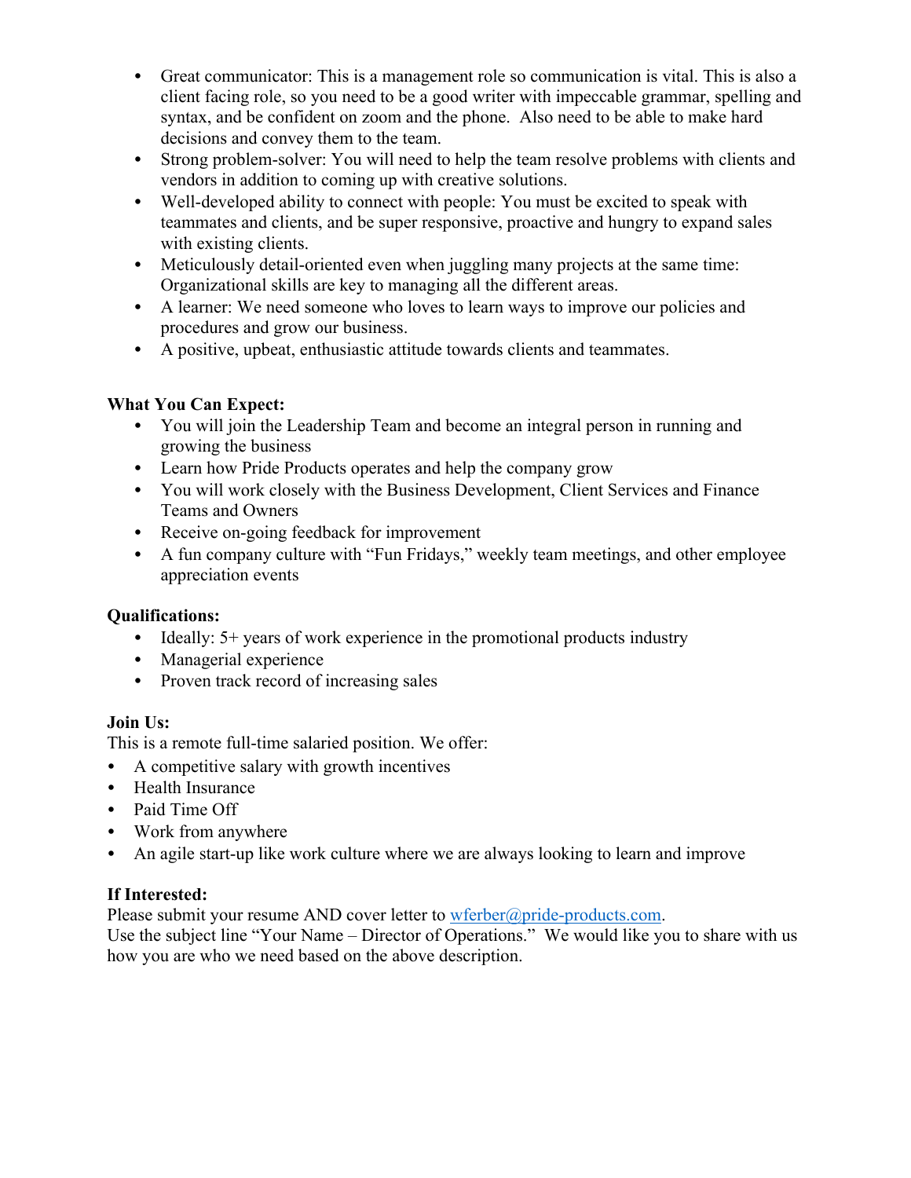- Great communicator: This is a management role so communication is vital. This is also a client facing role, so you need to be a good writer with impeccable grammar, spelling and syntax, and be confident on zoom and the phone. Also need to be able to make hard decisions and convey them to the team.
- Strong problem-solver: You will need to help the team resolve problems with clients and vendors in addition to coming up with creative solutions.
- Well-developed ability to connect with people: You must be excited to speak with teammates and clients, and be super responsive, proactive and hungry to expand sales with existing clients.
- Meticulously detail-oriented even when juggling many projects at the same time: Organizational skills are key to managing all the different areas.
- A learner: We need someone who loves to learn ways to improve our policies and procedures and grow our business.
- A positive, upbeat, enthusiastic attitude towards clients and teammates.

**What You Can Expect:**

- You will join the Leadership Team and become an integral person in running and growing the business
- Learn how Pride Products operates and help the company grow
- You will work closely with the Business Development, Client Services and Finance Teams and Owners
- Receive on-going feedback for improvement
- A fun company culture with "Fun Fridays," weekly team meetings, and other employee appreciation events

**Qualifications:**

- Ideally: 5+ years of work experience in the promotional products industry
- Managerial experience
- Proven track record of increasing sales

**Join Us:**

This is a remote full-time salaried position. We offer:

- A competitive salary with growth incentives
- Health Insurance
- Paid Time Off
- Work from anywhere
- An agile start-up like work culture where we are always looking to learn and improve

**If Interested:**

Please submit your resume AND cover letter to [wferber@pride-products.com](mailto:wferber@pride-products.com).
Use the subject line "Your Name – Director of Operations." We would like you to share with us how you are who we need based on the above description.